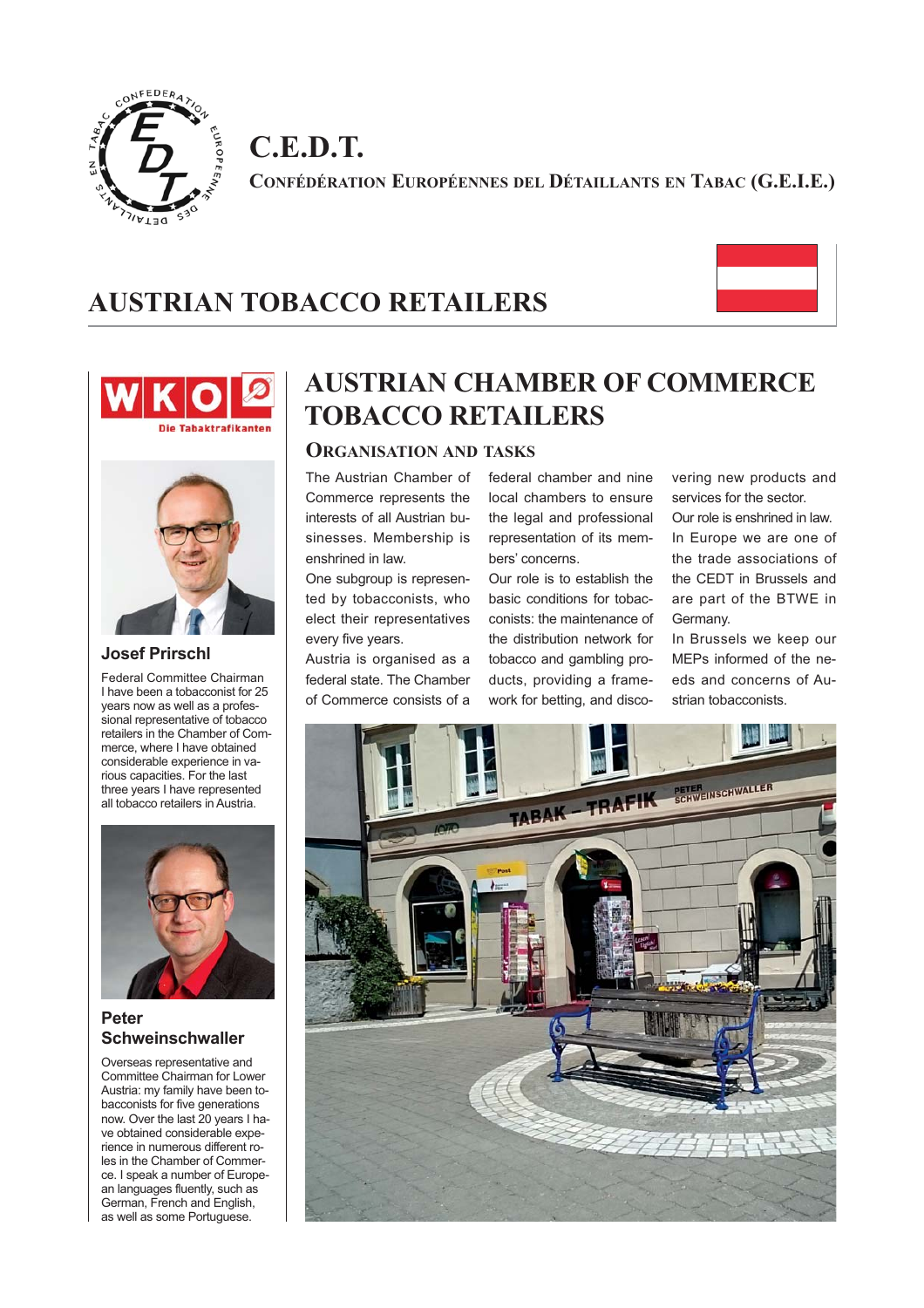# C.E.D.T.

**Confédération Européennes del Détaillants en Tabac (G.E.I.E.)**

# AUSTRIAN TOBACCO RETAILERS

Die Tabaktrafikanten

### Josef Prirschl

Federal Committee Chairman
I have been a tobacconist for 25 years now as well as a professional representative of tobacco retailers in the Chamber of Commerce, where I have obtained considerable experience in various capacities. For the last three years I have represented all tobacco retailers in Austria.

### Peter Schweinschwaller

Overseas representative and Committee Chairman for Lower Austria: my family have been tobacconists for five generations now. Over the last 20 years I have obtained considerable experience in numerous different roles in the Chamber of Commerce. I speak a number of European languages fluently, such as German, French and English, as well as some Portuguese.

## AUSTRIAN CHAMBER OF COMMERCE TOBACCO RETAILERS

### Organisation and Tasks

The Austrian Chamber of Commerce represents the interests of all Austrian businesses. Membership is enshrined in law.

One subgroup is represented by tobacconists, who elect their representatives every five years.

Austria is organised as a federal state. The Chamber of Commerce consists of a federal chamber and nine local chambers to ensure the legal and professional representation of its members' concerns.

Our role is to establish the basic conditions for tobacconists: the maintenance of the distribution network for tobacco and gambling products, providing a framework for betting, and discovering new products and services for the sector.

Our role is enshrined in law.

In Europe we are one of the trade associations of the CEDT in Brussels and are part of the BTWE in Germany.

In Brussels we keep our MEPs informed of the needs and concerns of Austrian tobacconists.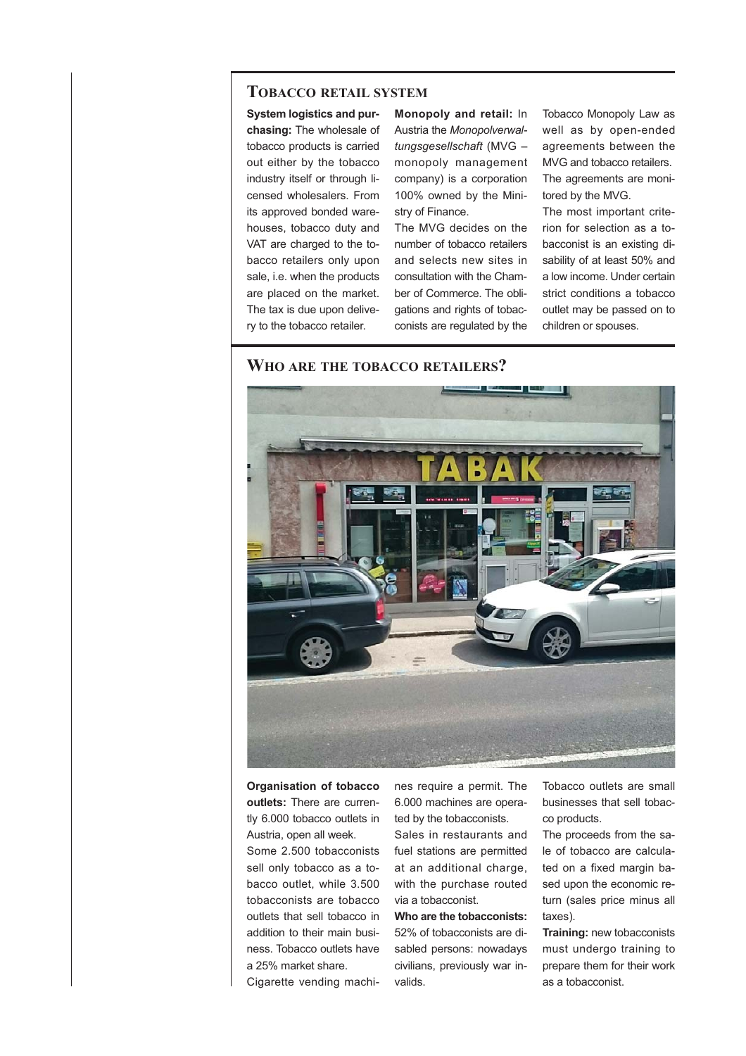## TOBACCO RETAIL SYSTEM

**System logistics and purchasing:** The wholesale of tobacco products is carried out either by the tobacco industry itself or through licensed wholesalers. From its approved bonded warehouses, tobacco duty and VAT are charged to the tobacco retailers only upon sale, i.e. when the products are placed on the market. The tax is due upon delivery to the tobacco retailer.

**Monopoly and retail:** In Austria the *Monopolverwaltungsgesellschaft* (MVG – monopoly management company) is a corporation 100% owned by the Ministry of Finance.

The MVG decides on the number of tobacco retailers and selects new sites in consultation with the Chamber of Commerce. The obligations and rights of tobacconists are regulated by the Tobacco Monopoly Law as well as by open-ended agreements between the MVG and tobacco retailers. The agreements are monitored by the MVG.

The most important criterion for selection as a tobacconist is an existing disability of at least 50% and a low income. Under certain strict conditions a tobacco outlet may be passed on to children or spouses.

## WHO ARE THE TOBACCO RETAILERS?

**Organisation of tobacco outlets:** There are currently 6.000 tobacco outlets in Austria, open all week.

Some 2.500 tobacconists sell only tobacco as a tobacco outlet, while 3.500 tobacconists are tobacco outlets that sell tobacco in addition to their main business. Tobacco outlets have a 25% market share.

Cigarette vending machines require a permit. The 6.000 machines are operated by the tobacconists.

Sales in restaurants and fuel stations are permitted at an additional charge, with the purchase routed via a tobacconist.

**Who are the tobacconists:** 52% of tobacconists are disabled persons: nowadays civilians, previously war invalids.

Tobacco outlets are small businesses that sell tobacco products.

The proceeds from the sale of tobacco are calculated on a fixed margin based upon the economic return (sales price minus all taxes).

**Training:** new tobacconists must undergo training to prepare them for their work as a tobacconist.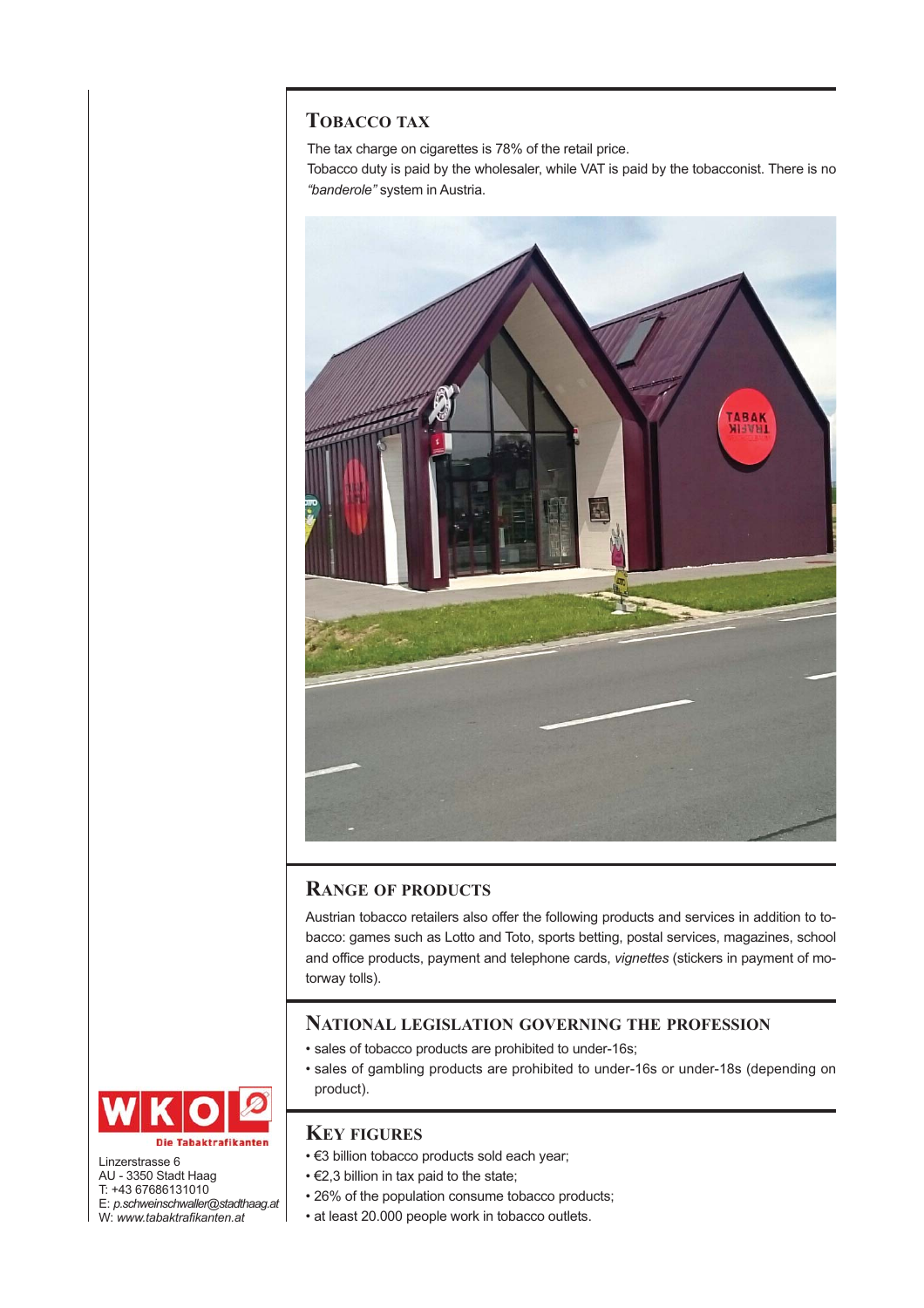## Tobacco tax

The tax charge on cigarettes is 78% of the retail price.
Tobacco duty is paid by the wholesaler, while VAT is paid by the tobacconist. There is no *"banderole"* system in Austria.

## Range of products

Austrian tobacco retailers also offer the following products and services in addition to tobacco: games such as Lotto and Toto, sports betting, postal services, magazines, school and office products, payment and telephone cards, *vignettes* (stickers in payment of motorway tolls).

## National legislation governing the profession

- sales of tobacco products are prohibited to under-16s;
- sales of gambling products are prohibited to under-16s or under-18s (depending on product).

## Key figures

- €3 billion tobacco products sold each year;
- €2,3 billion in tax paid to the state;
- 26% of the population consume tobacco products;
- at least 20.000 people work in tobacco outlets.

WKO Die Tabaktrafikanten

Linzerstrasse 6
AU - 3350 Stadt Haag
T: +43 67686131010
E: *p.schweinschwaller@stadthaag.at*
W: *www.tabaktrafikanten.at*